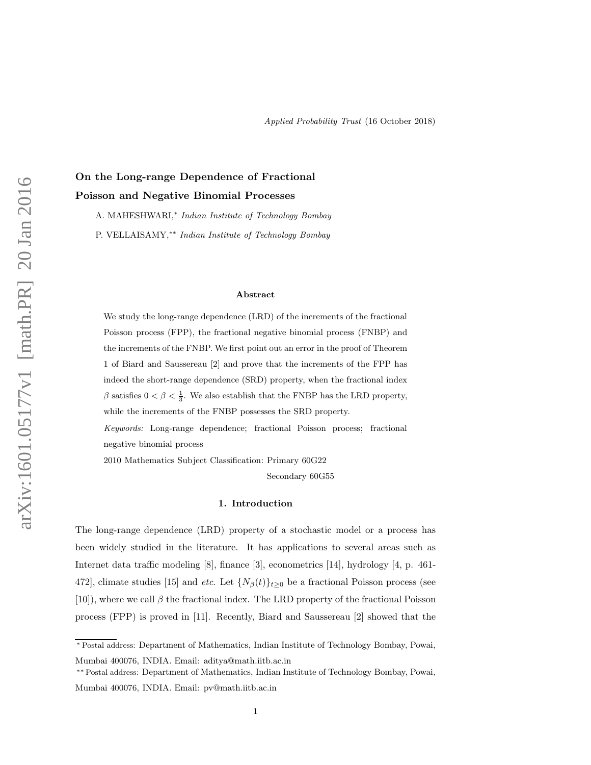# On the Long-range Dependence of Fractional Poisson and Negative Binomial Processes

A. MAHESHWARI,* *Indian Institute of Technology Bombay*

P. VELLAISAMY,** *Indian Institute of Technology Bombay*

## Abstract

We study the long-range dependence (LRD) of the increments of the fractional Poisson process (FPP), the fractional negative binomial process (FNBP) and the increments of the FNBP. We first point out an error in the proof of Theorem 1 of Biard and Saussereau [2] and prove that the increments of the FPP has indeed the short-range dependence (SRD) property, when the fractional index $\beta$ satisfies $0 < \beta < \frac{1}{3}$. We also establish that the FNBP has the LRD property, while the increments of the FNBP possesses the SRD property.

*Keywords:* Long-range dependence; fractional Poisson process; fractional negative binomial process

2010 Mathematics Subject Classification: Primary 60G22

Secondary 60G55

## 1. Introduction

The long-range dependence (LRD) property of a stochastic model or a process has been widely studied in the literature. It has applications to several areas such as Internet data traffic modeling [8], finance [3], econometrics [14], hydrology [4, p. 461-472], climate studies [15] and *etc*. Let $\{N_\beta(t)\}_{t\geq 0}$ be a fractional Poisson process (see [10]), where we call $\beta$ the fractional index. The LRD property of the fractional Poisson process (FPP) is proved in [11]. Recently, Biard and Saussereau [2] showed that the

---

* Postal address: Department of Mathematics, Indian Institute of Technology Bombay, Powai, Mumbai 400076, INDIA. Email: aditya@math.iitb.ac.in

** Postal address: Department of Mathematics, Indian Institute of Technology Bombay, Powai, Mumbai 400076, INDIA. Email: pv@math.iitb.ac.in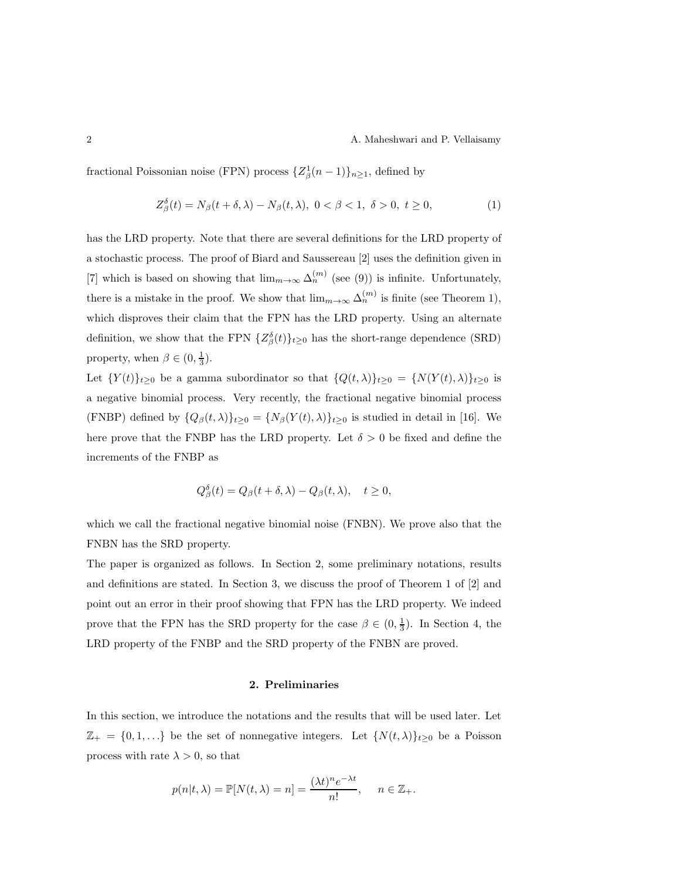fractional Poissonian noise (FPN) process $\{Z^1_\beta(n-1)\}_{n\geq 1}$, defined by

$$Z^\delta_\beta(t) = N_\beta(t+\delta,\lambda) - N_\beta(t,\lambda),\ 0<\beta<1,\ \delta>0,\ t\geq 0, \tag{1}$$

has the LRD property. Note that there are several definitions for the LRD property of a stochastic process. The proof of Biard and Saussereau [2] uses the definition given in [7] which is based on showing that $\lim_{m\to\infty}\Delta^{(m)}_n$ (see (9)) is infinite. Unfortunately, there is a mistake in the proof. We show that $\lim_{m\to\infty}\Delta^{(m)}_n$ is finite (see Theorem 1), which disproves their claim that the FPN has the LRD property. Using an alternate definition, we show that the FPN $\{Z^\delta_\beta(t)\}_{t\geq 0}$ has the short-range dependence (SRD) property, when $\beta\in(0,\frac{1}{3})$.

Let $\{Y(t)\}_{t\geq 0}$ be a gamma subordinator so that $\{Q(t,\lambda)\}_{t\geq 0} = \{N(Y(t),\lambda)\}_{t\geq 0}$ is a negative binomial process. Very recently, the fractional negative binomial process (FNBP) defined by $\{Q_\beta(t,\lambda)\}_{t\geq 0} = \{N_\beta(Y(t),\lambda)\}_{t\geq 0}$ is studied in detail in [16]. We here prove that the FNBP has the LRD property. Let $\delta>0$ be fixed and define the increments of the FNBP as

$$Q^\delta_\beta(t) = Q_\beta(t+\delta,\lambda) - Q_\beta(t,\lambda), \quad t\geq 0,$$

which we call the fractional negative binomial noise (FNBN). We prove also that the FNBN has the SRD property.

The paper is organized as follows. In Section 2, some preliminary notations, results and definitions are stated. In Section 3, we discuss the proof of Theorem 1 of [2] and point out an error in their proof showing that FPN has the LRD property. We indeed prove that the FPN has the SRD property for the case $\beta\in(0,\frac{1}{3})$. In Section 4, the LRD property of the FNBP and the SRD property of the FNBN are proved.

## 2. Preliminaries

In this section, we introduce the notations and the results that will be used later. Let $\mathbb{Z}_+ = \{0,1,\ldots\}$ be the set of nonnegative integers. Let $\{N(t,\lambda)\}_{t\geq 0}$ be a Poisson process with rate $\lambda>0$, so that

$$p(n|t,\lambda) = \mathbb{P}[N(t,\lambda)=n] = \frac{(\lambda t)^n e^{-\lambda t}}{n!}, \quad n\in\mathbb{Z}_+.$$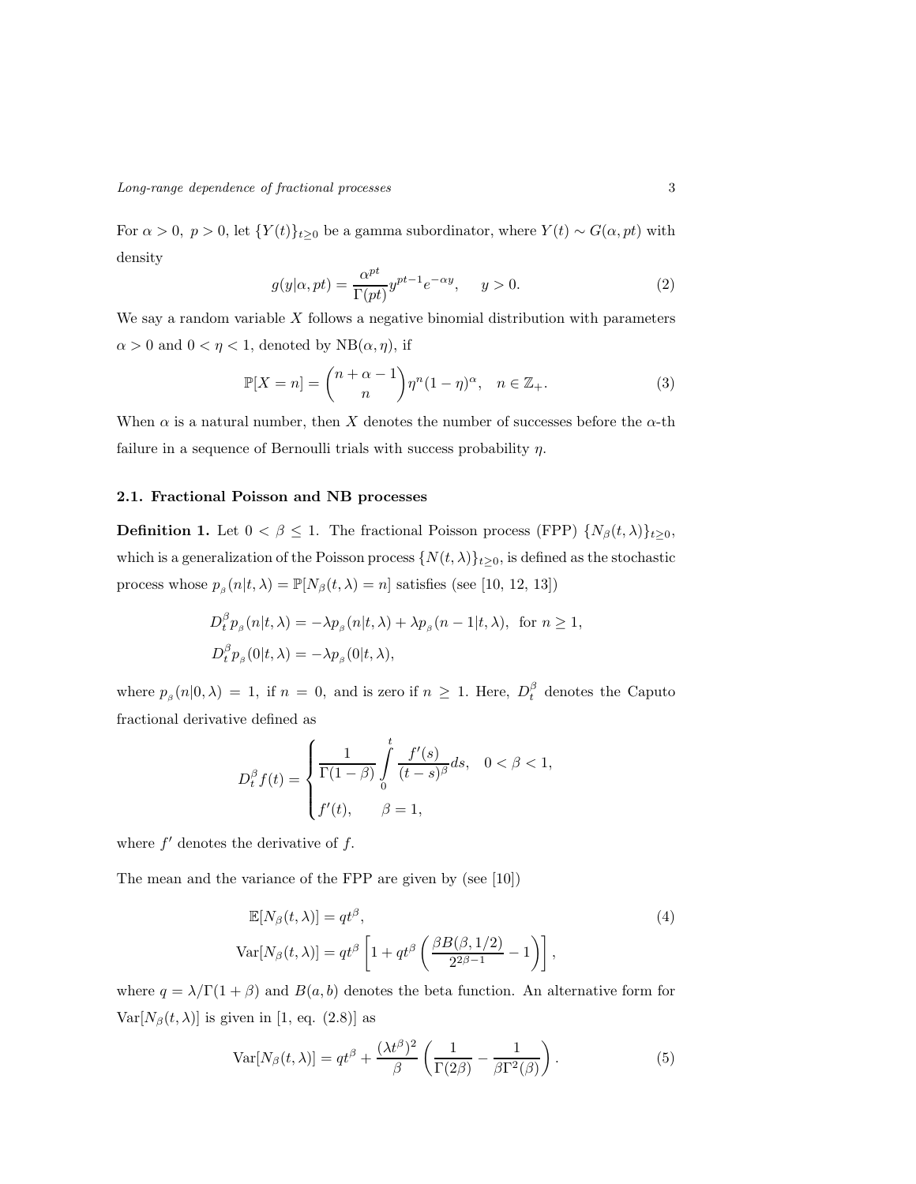For $\alpha > 0,\ p > 0$, let $\{Y(t)\}_{t\geq 0}$ be a gamma subordinator, where $Y(t) \sim G(\alpha, pt)$ with density

$$g(y|\alpha, pt) = \frac{\alpha^{pt}}{\Gamma(pt)} y^{pt-1} e^{-\alpha y}, \quad y > 0. \tag{2}$$

We say a random variable $X$ follows a negative binomial distribution with parameters $\alpha > 0$ and $0 < \eta < 1$, denoted by $\mathrm{NB}(\alpha, \eta)$, if

$$\mathbb{P}[X = n] = \binom{n + \alpha - 1}{n} \eta^n (1 - \eta)^\alpha, \quad n \in \mathbb{Z}_+. \tag{3}$$

When $\alpha$ is a natural number, then $X$ denotes the number of successes before the $\alpha$-th failure in a sequence of Bernoulli trials with success probability $\eta$.

### 2.1. Fractional Poisson and NB processes

**Definition 1.** Let $0 < \beta \leq 1$. The fractional Poisson process (FPP) $\{N_\beta(t, \lambda)\}_{t\geq 0}$, which is a generalization of the Poisson process $\{N(t, \lambda)\}_{t\geq 0}$, is defined as the stochastic process whose $p_\beta(n|t, \lambda) = \mathbb{P}[N_\beta(t, \lambda) = n]$ satisfies (see [10, 12, 13])

$$\begin{aligned}
D_t^\beta p_\beta(n|t, \lambda) &= -\lambda p_\beta(n|t, \lambda) + \lambda p_\beta(n - 1|t, \lambda), \text{ for } n \geq 1, \\
D_t^\beta p_\beta(0|t, \lambda) &= -\lambda p_\beta(0|t, \lambda),
\end{aligned}$$

where $p_\beta(n|0, \lambda) = 1$, if $n = 0$, and is zero if $n \geq 1$. Here, $D_t^\beta$ denotes the Caputo fractional derivative defined as

$$D_t^\beta f(t) = \begin{cases} \dfrac{1}{\Gamma(1-\beta)} \displaystyle\int_0^t \frac{f'(s)}{(t-s)^\beta} ds, & 0 < \beta < 1, \\ f'(t), & \beta = 1, \end{cases}$$

where $f'$ denotes the derivative of $f$.

The mean and the variance of the FPP are given by (see [10])

$$\begin{aligned}
\mathbb{E}[N_\beta(t, \lambda)] &= qt^\beta, \\
\mathrm{Var}[N_\beta(t, \lambda)] &= qt^\beta \left[ 1 + qt^\beta \left( \frac{\beta B(\beta, 1/2)}{2^{2\beta - 1}} - 1 \right) \right],
\end{aligned} \tag{4}$$

where $q = \lambda / \Gamma(1 + \beta)$ and $B(a, b)$ denotes the beta function. An alternative form for $\mathrm{Var}[N_\beta(t, \lambda)]$ is given in [1, eq. (2.8)] as

$$\mathrm{Var}[N_\beta(t, \lambda)] = qt^\beta + \frac{(\lambda t^\beta)^2}{\beta} \left( \frac{1}{\Gamma(2\beta)} - \frac{1}{\beta \Gamma^2(\beta)} \right). \tag{5}$$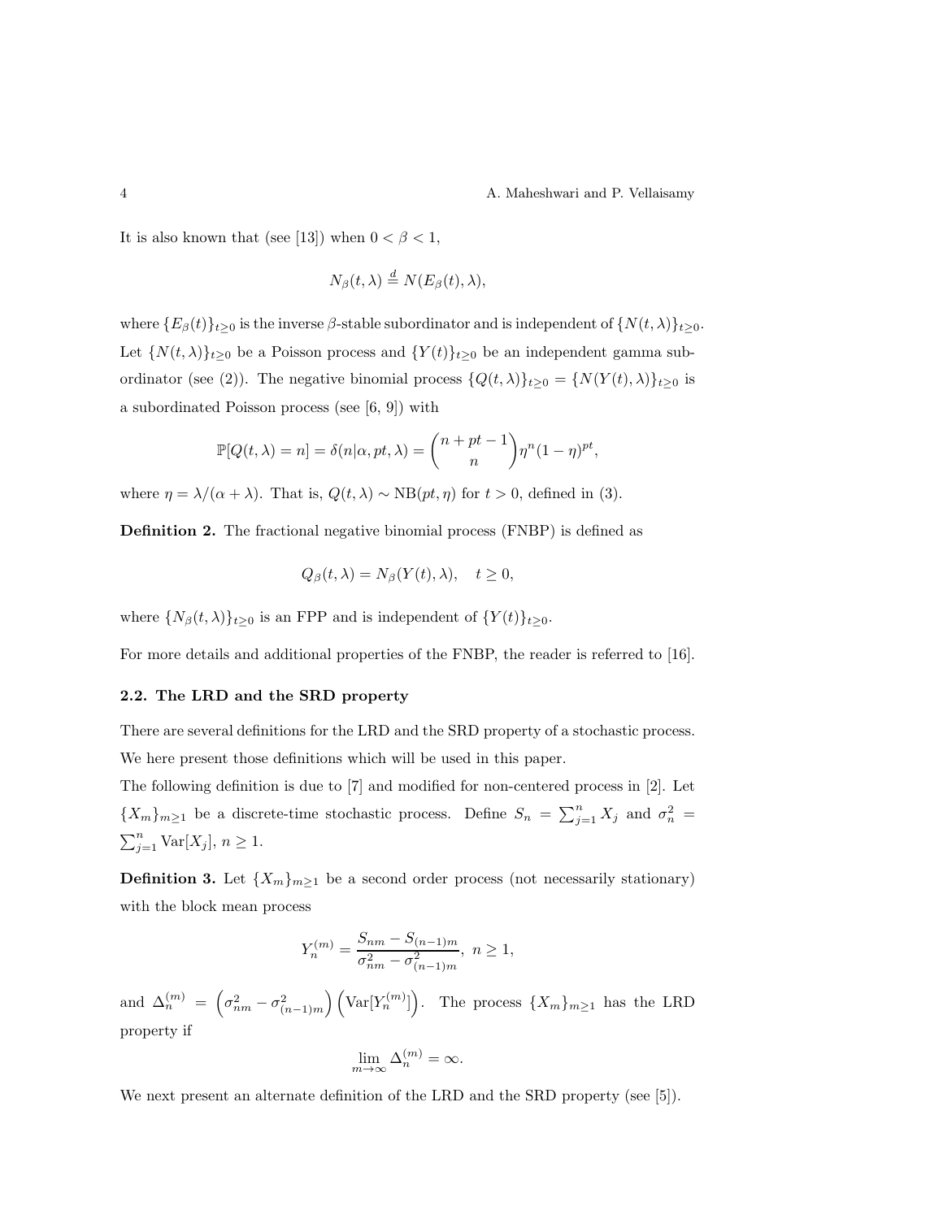It is also known that (see [13]) when $0 < \beta < 1$,

$$N_\beta(t, \lambda) \stackrel{d}{=} N(E_\beta(t), \lambda),$$

where $\{E_\beta(t)\}_{t \geq 0}$ is the inverse $\beta$-stable subordinator and is independent of $\{N(t, \lambda)\}_{t \geq 0}$. Let $\{N(t, \lambda)\}_{t \geq 0}$ be a Poisson process and $\{Y(t)\}_{t \geq 0}$ be an independent gamma subordinator (see (2)). The negative binomial process $\{Q(t, \lambda)\}_{t \geq 0} = \{N(Y(t), \lambda)\}_{t \geq 0}$ is a subordinated Poisson process (see [6, 9]) with

$$\mathbb{P}[Q(t, \lambda) = n] = \delta(n|\alpha, pt, \lambda) = \binom{n + pt - 1}{n} \eta^n (1 - \eta)^{pt},$$

where $\eta = \lambda/(\alpha + \lambda)$. That is, $Q(t, \lambda) \sim \text{NB}(pt, \eta)$ for $t > 0$, defined in (3).

**Definition 2.** The fractional negative binomial process (FNBP) is defined as

$$Q_\beta(t, \lambda) = N_\beta(Y(t), \lambda), \quad t \geq 0,$$

where $\{N_\beta(t, \lambda)\}_{t \geq 0}$ is an FPP and is independent of $\{Y(t)\}_{t \geq 0}$.

For more details and additional properties of the FNBP, the reader is referred to [16].

### 2.2. The LRD and the SRD property

There are several definitions for the LRD and the SRD property of a stochastic process. We here present those definitions which will be used in this paper.

The following definition is due to [7] and modified for non-centered process in [2]. Let $\{X_m\}_{m \geq 1}$ be a discrete-time stochastic process. Define $S_n = \sum_{j=1}^n X_j$ and $\sigma_n^2 = \sum_{j=1}^n \text{Var}[X_j]$, $n \geq 1$.

**Definition 3.** Let $\{X_m\}_{m \geq 1}$ be a second order process (not necessarily stationary) with the block mean process

$$Y_n^{(m)} = \frac{S_{nm} - S_{(n-1)m}}{\sigma_{nm}^2 - \sigma_{(n-1)m}^2}, \ n \geq 1,$$

and $\Delta_n^{(m)} = \left(\sigma_{nm}^2 - \sigma_{(n-1)m}^2\right)\left(\text{Var}[Y_n^{(m)}]\right)$. The process $\{X_m\}_{m \geq 1}$ has the LRD property if

$$\lim_{m \to \infty} \Delta_n^{(m)} = \infty.$$

We next present an alternate definition of the LRD and the SRD property (see [5]).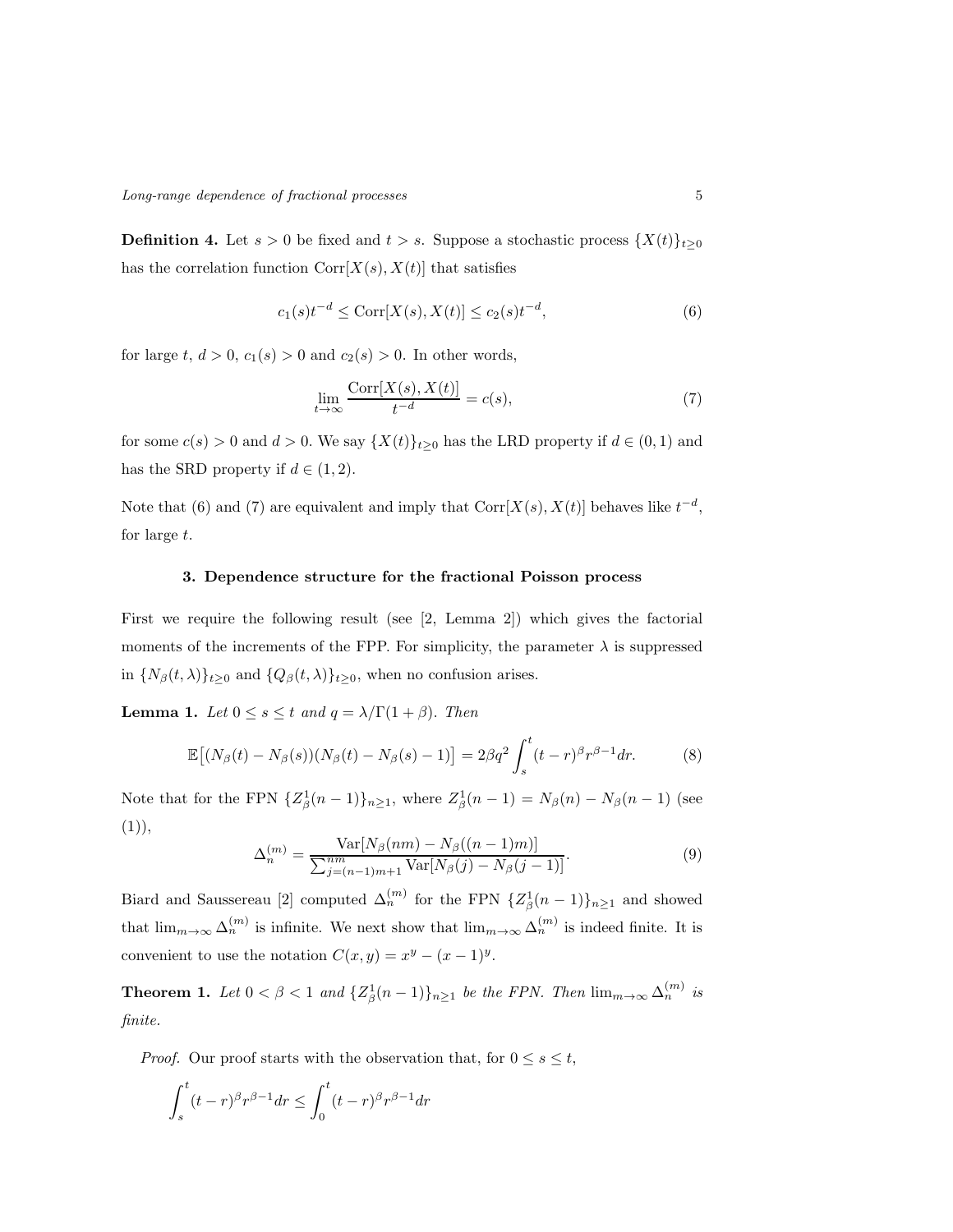**Definition 4.** Let $s > 0$ be fixed and $t > s$. Suppose a stochastic process $\{X(t)\}_{t \geq 0}$ has the correlation function $\mathrm{Corr}[X(s), X(t)]$ that satisfies

$$c_1(s)t^{-d} \leq \mathrm{Corr}[X(s), X(t)] \leq c_2(s)t^{-d}, \tag{6}$$

for large $t$, $d > 0$, $c_1(s) > 0$ and $c_2(s) > 0$. In other words,

$$\lim_{t \to \infty} \frac{\mathrm{Corr}[X(s), X(t)]}{t^{-d}} = c(s), \tag{7}$$

for some $c(s) > 0$ and $d > 0$. We say $\{X(t)\}_{t \geq 0}$ has the LRD property if $d \in (0, 1)$ and has the SRD property if $d \in (1, 2)$.

Note that (6) and (7) are equivalent and imply that $\mathrm{Corr}[X(s), X(t)]$ behaves like $t^{-d}$, for large $t$.

## 3. Dependence structure for the fractional Poisson process

First we require the following result (see [2, Lemma 2]) which gives the factorial moments of the increments of the FPP. For simplicity, the parameter $\lambda$ is suppressed in $\{N_\beta(t, \lambda)\}_{t \geq 0}$ and $\{Q_\beta(t, \lambda)\}_{t \geq 0}$, when no confusion arises.

**Lemma 1.** *Let $0 \leq s \leq t$ and $q = \lambda / \Gamma(1 + \beta)$. Then*

$$\mathbb{E}\big[(N_\beta(t) - N_\beta(s))(N_\beta(t) - N_\beta(s) - 1)\big] = 2\beta q^2 \int_s^t (t - r)^\beta r^{\beta - 1} dr. \tag{8}$$

Note that for the FPN $\{Z_\beta^1(n-1)\}_{n \geq 1}$, where $Z_\beta^1(n-1) = N_\beta(n) - N_\beta(n-1)$ (see (1)),

$$\Delta_n^{(m)} = \frac{\mathrm{Var}[N_\beta(nm) - N_\beta((n-1)m)]}{\sum_{j=(n-1)m+1}^{nm} \mathrm{Var}[N_\beta(j) - N_\beta(j-1)]}. \tag{9}$$

Biard and Saussereau [2] computed $\Delta_n^{(m)}$ for the FPN $\{Z_\beta^1(n-1)\}_{n \geq 1}$ and showed that $\lim_{m \to \infty} \Delta_n^{(m)}$ is infinite. We next show that $\lim_{m \to \infty} \Delta_n^{(m)}$ is indeed finite. It is convenient to use the notation $C(x, y) = x^y - (x-1)^y$.

**Theorem 1.** *Let $0 < \beta < 1$ and $\{Z_\beta^1(n-1)\}_{n \geq 1}$ be the FPN. Then $\lim_{m \to \infty} \Delta_n^{(m)}$ is finite.*

*Proof.* Our proof starts with the observation that, for $0 \leq s \leq t$,

$$\int_s^t (t - r)^\beta r^{\beta - 1} dr \leq \int_0^t (t - r)^\beta r^{\beta - 1} dr$$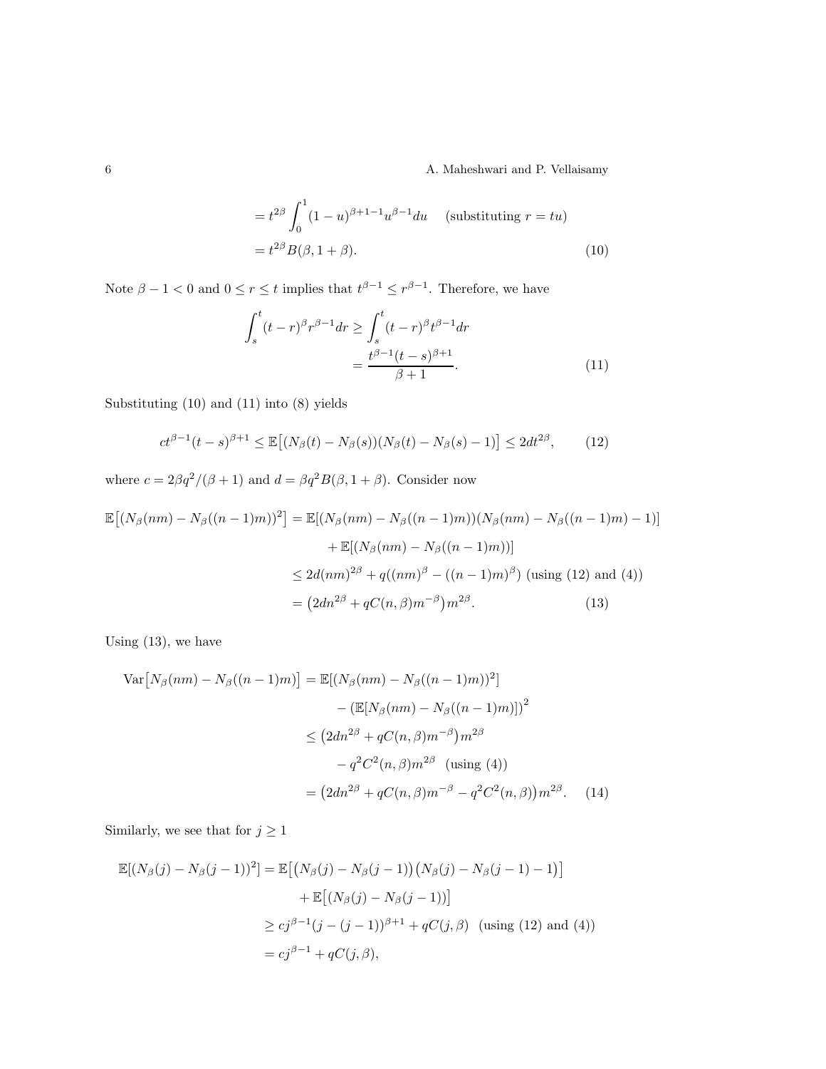$$
\begin{aligned}
&= t^{2\beta} \int_0^1 (1-u)^{\beta+1-1} u^{\beta-1} du \quad \text{(substituting } r = tu\text{)} \\
&= t^{2\beta} B(\beta, 1+\beta).
\end{aligned} \tag{10}
$$

Note $\beta - 1 < 0$ and $0 \le r \le t$ implies that $t^{\beta-1} \le r^{\beta-1}$. Therefore, we have

$$
\begin{aligned}
\int_s^t (t-r)^\beta r^{\beta-1} dr &\ge \int_s^t (t-r)^\beta t^{\beta-1} dr \\
&= \frac{t^{\beta-1}(t-s)^{\beta+1}}{\beta+1}.
\end{aligned} \tag{11}
$$

Substituting (10) and (11) into (8) yields

$$
ct^{\beta-1}(t-s)^{\beta+1} \le \mathbb{E}\big[(N_\beta(t) - N_\beta(s))(N_\beta(t) - N_\beta(s) - 1)\big] \le 2dt^{2\beta}, \tag{12}
$$

where $c = 2\beta q^2/(\beta+1)$ and $d = \beta q^2 B(\beta, 1+\beta)$. Consider now

$$
\begin{aligned}
\mathbb{E}\big[(N_\beta(nm) - N_\beta((n-1)m))^2\big] &= \mathbb{E}[(N_\beta(nm) - N_\beta((n-1)m))(N_\beta(nm) - N_\beta((n-1)m) - 1)] \\
&\quad + \mathbb{E}[(N_\beta(nm) - N_\beta((n-1)m))] \\
&\le 2d(nm)^{2\beta} + q((nm)^\beta - ((n-1)m)^\beta) \text{ (using (12) and (4))} \\
&= \big(2dn^{2\beta} + qC(n,\beta)m^{-\beta}\big)m^{2\beta}.
\end{aligned} \tag{13}
$$

Using (13), we have

$$
\begin{aligned}
\mathrm{Var}\big[N_\beta(nm) - N_\beta((n-1)m)\big] &= \mathbb{E}[(N_\beta(nm) - N_\beta((n-1)m))^2] \\
&\quad - \left(\mathbb{E}[N_\beta(nm) - N_\beta((n-1)m)]\right)^2 \\
&\le \big(2dn^{2\beta} + qC(n,\beta)m^{-\beta}\big)m^{2\beta} \\
&\quad - q^2C^2(n,\beta)m^{2\beta} \quad \text{(using (4))} \\
&= \big(2dn^{2\beta} + qC(n,\beta)m^{-\beta} - q^2C^2(n,\beta)\big)m^{2\beta}.
\end{aligned} \tag{14}
$$

Similarly, we see that for $j \ge 1$

$$
\begin{aligned}
\mathbb{E}[(N_\beta(j) - N_\beta(j-1))^2] &= \mathbb{E}\big[\big(N_\beta(j) - N_\beta(j-1)\big)\big(N_\beta(j) - N_\beta(j-1) - 1\big)\big] \\
&\quad + \mathbb{E}\big[(N_\beta(j) - N_\beta(j-1))\big] \\
&\ge cj^{\beta-1}(j-(j-1))^{\beta+1} + qC(j,\beta) \quad \text{(using (12) and (4))} \\
&= cj^{\beta-1} + qC(j,\beta),
\end{aligned}
$$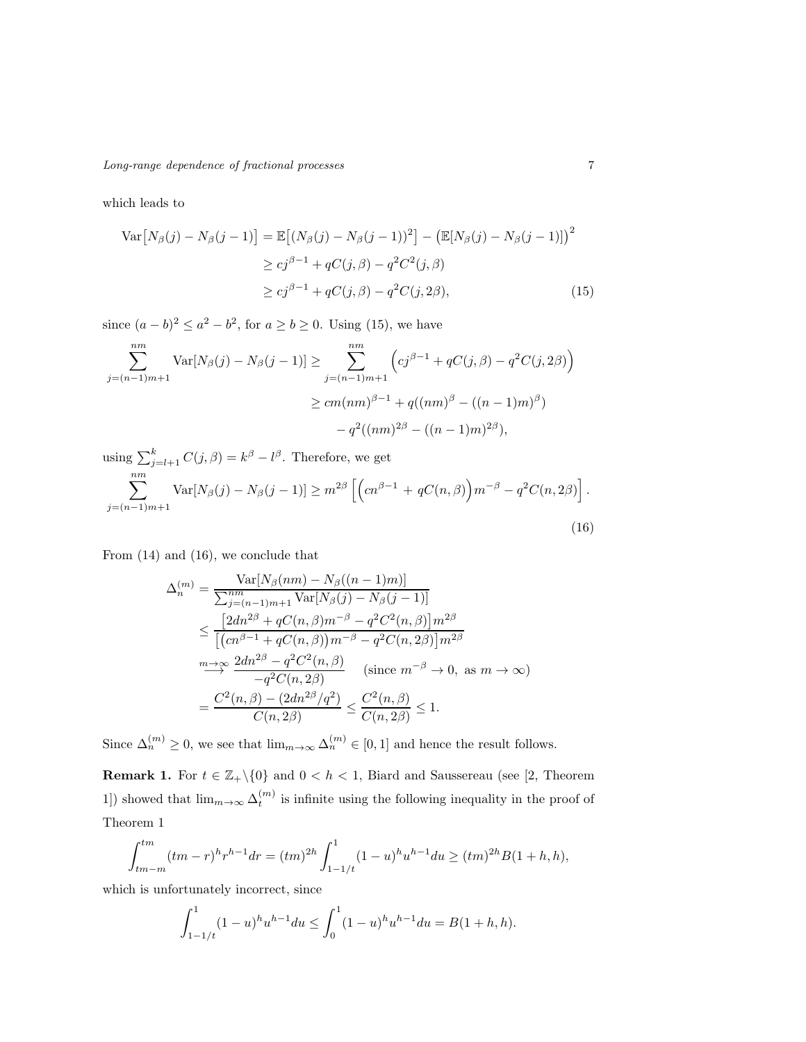which leads to

$$
\begin{aligned}
\operatorname{Var}\big[N_\beta(j) - N_\beta(j-1)\big] &= \mathbb{E}\big[(N_\beta(j) - N_\beta(j-1))^2\big] - \big(\mathbb{E}[N_\beta(j) - N_\beta(j-1)]\big)^2 \\
&\geq cj^{\beta-1} + qC(j,\beta) - q^2C^2(j,\beta) \\
&\geq cj^{\beta-1} + qC(j,\beta) - q^2C(j,2\beta),
\end{aligned} \tag{15}
$$

since $(a-b)^2 \leq a^2 - b^2$, for $a \geq b \geq 0$. Using (15), we have

$$
\begin{aligned}
\sum_{j=(n-1)m+1}^{nm} \operatorname{Var}[N_\beta(j) - N_\beta(j-1)] &\geq \sum_{j=(n-1)m+1}^{nm} \Big(cj^{\beta-1} + qC(j,\beta) - q^2C(j,2\beta)\Big) \\
&\geq cm(nm)^{\beta-1} + q((nm)^\beta - ((n-1)m)^\beta) \\
&\quad - q^2((nm)^{2\beta} - ((n-1)m)^{2\beta}),
\end{aligned}
$$

using $\sum_{j=l+1}^{k} C(j,\beta) = k^\beta - l^\beta$. Therefore, we get

$$
\sum_{j=(n-1)m+1}^{nm} \operatorname{Var}[N_\beta(j) - N_\beta(j-1)] \geq m^{2\beta}\left[\Big(cn^{\beta-1} + qC(n,\beta)\Big)m^{-\beta} - q^2C(n,2\beta)\right]. \tag{16}
$$

From (14) and (16), we conclude that

$$
\begin{aligned}
\Delta_n^{(m)} &= \frac{\operatorname{Var}[N_\beta(nm) - N_\beta((n-1)m)]}{\sum_{j=(n-1)m+1}^{nm} \operatorname{Var}[N_\beta(j) - N_\beta(j-1)]} \\
&\leq \frac{\big[2dn^{2\beta} + qC(n,\beta)m^{-\beta} - q^2C^2(n,\beta)\big]m^{2\beta}}{\big[\big(cn^{\beta-1} + qC(n,\beta)\big)m^{-\beta} - q^2C(n,2\beta)\big]m^{2\beta}} \\
&\overset{m\to\infty}{\longrightarrow} \frac{2dn^{2\beta} - q^2C^2(n,\beta)}{-q^2C(n,2\beta)} \quad (\text{since } m^{-\beta} \to 0, \text{ as } m \to \infty) \\
&= \frac{C^2(n,\beta) - (2dn^{2\beta}/q^2)}{C(n,2\beta)} \leq \frac{C^2(n,\beta)}{C(n,2\beta)} \leq 1.
\end{aligned}
$$

Since $\Delta_n^{(m)} \geq 0$, we see that $\lim_{m\to\infty} \Delta_n^{(m)} \in [0,1]$ and hence the result follows.

**Remark 1.** For $t \in \mathbb{Z}_+\backslash\{0\}$ and $0 < h < 1$, Biard and Saussereau (see [2, Theorem 1]) showed that $\lim_{m\to\infty} \Delta_t^{(m)}$ is infinite using the following inequality in the proof of Theorem 1

$$
\int_{tm-m}^{tm} (tm-r)^h r^{h-1} dr = (tm)^{2h} \int_{1-1/t}^{1} (1-u)^h u^{h-1} du \geq (tm)^{2h} B(1+h,h),
$$

which is unfortunately incorrect, since

$$
\int_{1-1/t}^{1} (1-u)^h u^{h-1} du \leq \int_0^1 (1-u)^h u^{h-1} du = B(1+h,h).
$$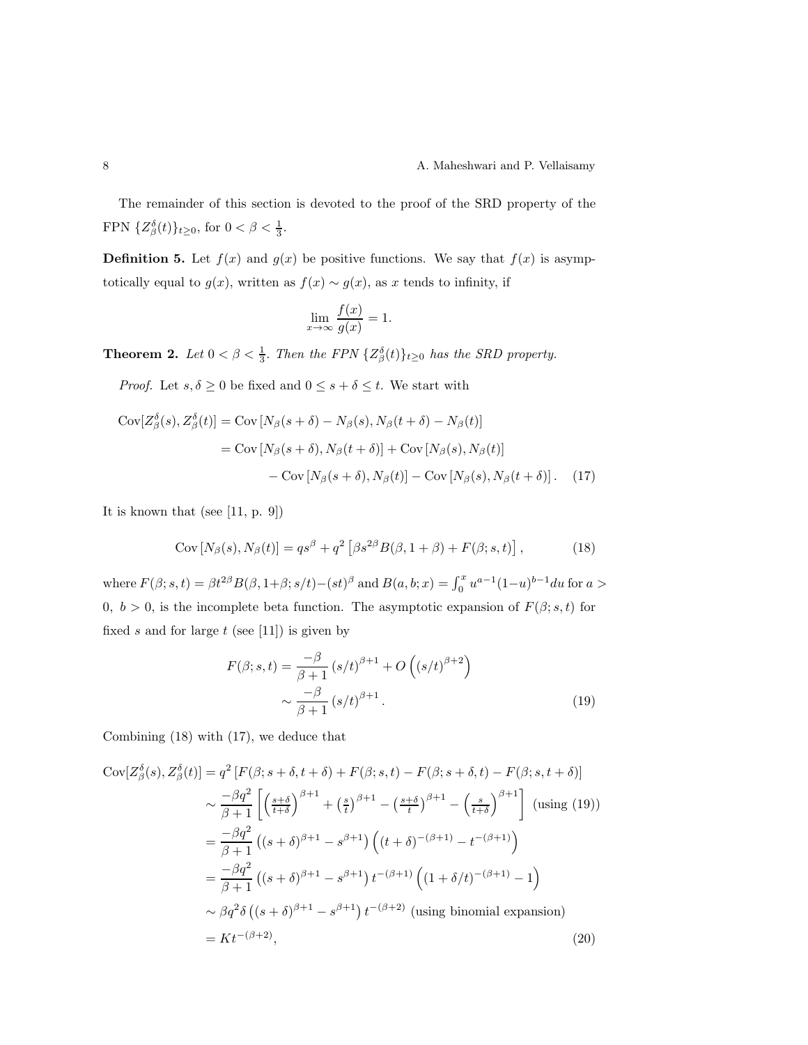The remainder of this section is devoted to the proof of the SRD property of the FPN $\{Z_\beta^\delta(t)\}_{t\geq 0}$, for $0<\beta<\frac{1}{3}$.

**Definition 5.** Let $f(x)$ and $g(x)$ be positive functions. We say that $f(x)$ is asymptotically equal to $g(x)$, written as $f(x)\sim g(x)$, as $x$ tends to infinity, if

$$\lim_{x\to\infty}\frac{f(x)}{g(x)}=1.$$

**Theorem 2.** *Let $0<\beta<\frac{1}{3}$. Then the FPN $\{Z_\beta^\delta(t)\}_{t\geq 0}$ has the SRD property.*

*Proof.* Let $s,\delta\geq 0$ be fixed and $0\leq s+\delta\leq t$. We start with

$$\begin{aligned}
\mathrm{Cov}[Z_\beta^\delta(s),Z_\beta^\delta(t)] &= \mathrm{Cov}\left[N_\beta(s+\delta)-N_\beta(s),N_\beta(t+\delta)-N_\beta(t)\right]\\
&= \mathrm{Cov}\left[N_\beta(s+\delta),N_\beta(t+\delta)\right]+\mathrm{Cov}\left[N_\beta(s),N_\beta(t)\right]\\
&\quad -\mathrm{Cov}\left[N_\beta(s+\delta),N_\beta(t)\right]-\mathrm{Cov}\left[N_\beta(s),N_\beta(t+\delta)\right]. \qquad (17)
\end{aligned}$$

It is known that (see [11, p. 9])

$$\mathrm{Cov}\left[N_\beta(s),N_\beta(t)\right]=qs^\beta+q^2\left[\beta s^{2\beta}B(\beta,1+\beta)+F(\beta;s,t)\right], \qquad (18)$$

where $F(\beta;s,t)=\beta t^{2\beta}B(\beta,1+\beta;s/t)-(st)^\beta$ and $B(a,b;x)=\int_0^x u^{a-1}(1-u)^{b-1}du$ for $a>0,\ b>0$, is the incomplete beta function. The asymptotic expansion of $F(\beta;s,t)$ for fixed $s$ and for large $t$ (see [11]) is given by

$$\begin{aligned}
F(\beta;s,t) &= \frac{-\beta}{\beta+1}\left(s/t\right)^{\beta+1}+O\left((s/t)^{\beta+2}\right)\\
&\sim \frac{-\beta}{\beta+1}\left(s/t\right)^{\beta+1}. \qquad (19)
\end{aligned}$$

Combining (18) with (17), we deduce that

$$\begin{aligned}
\mathrm{Cov}[Z_\beta^\delta(s),Z_\beta^\delta(t)] &= q^2\left[F(\beta;s+\delta,t+\delta)+F(\beta;s,t)-F(\beta;s+\delta,t)-F(\beta;s,t+\delta)\right]\\
&\sim \frac{-\beta q^2}{\beta+1}\left[\left(\tfrac{s+\delta}{t+\delta}\right)^{\beta+1}+\left(\tfrac{s}{t}\right)^{\beta+1}-\left(\tfrac{s+\delta}{t}\right)^{\beta+1}-\left(\tfrac{s}{t+\delta}\right)^{\beta+1}\right] \text{ (using (19))}\\
&= \frac{-\beta q^2}{\beta+1}\left((s+\delta)^{\beta+1}-s^{\beta+1}\right)\left((t+\delta)^{-(\beta+1)}-t^{-(\beta+1)}\right)\\
&= \frac{-\beta q^2}{\beta+1}\left((s+\delta)^{\beta+1}-s^{\beta+1}\right)t^{-(\beta+1)}\left((1+\delta/t)^{-(\beta+1)}-1\right)\\
&\sim \beta q^2\delta\left((s+\delta)^{\beta+1}-s^{\beta+1}\right)t^{-(\beta+2)} \text{ (using binomial expansion)}\\
&= Kt^{-(\beta+2)}, \qquad (20)
\end{aligned}$$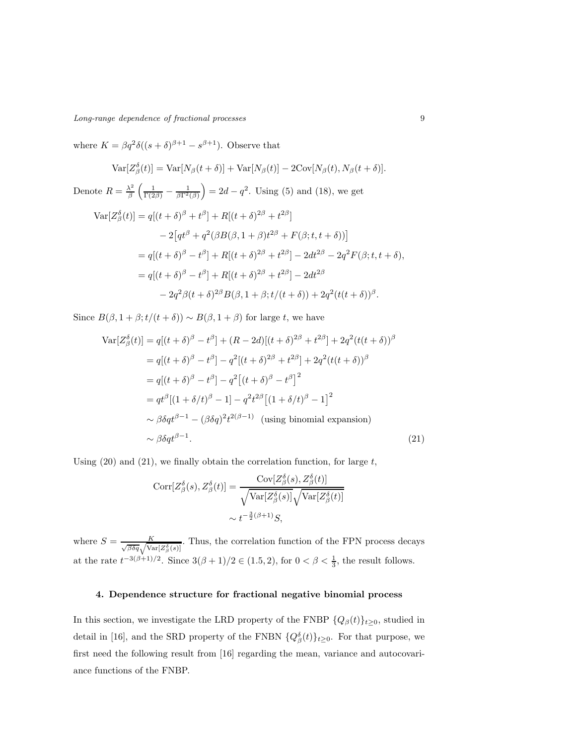where $K = \beta q^2 \delta((s+\delta)^{\beta+1} - s^{\beta+1})$. Observe that

$$\text{Var}[Z_\beta^\delta(t)] = \text{Var}[N_\beta(t+\delta)] + \text{Var}[N_\beta(t)] - 2\text{Cov}[N_\beta(t), N_\beta(t+\delta)].$$

Denote $R = \frac{\lambda^2}{\beta}\left(\frac{1}{\Gamma(2\beta)} - \frac{1}{\beta\Gamma^2(\beta)}\right) = 2d - q^2$. Using (5) and (18), we get

$$\begin{aligned}
\text{Var}[Z_\beta^\delta(t)] &= q[(t+\delta)^\beta + t^\beta] + R[(t+\delta)^{2\beta} + t^{2\beta}] \\
&\quad - 2\big[qt^\beta + q^2(\beta B(\beta, 1+\beta)t^{2\beta} + F(\beta; t, t+\delta))\big] \\
&= q[(t+\delta)^\beta - t^\beta] + R[(t+\delta)^{2\beta} + t^{2\beta}] - 2dt^{2\beta} - 2q^2 F(\beta; t, t+\delta), \\
&= q[(t+\delta)^\beta - t^\beta] + R[(t+\delta)^{2\beta} + t^{2\beta}] - 2dt^{2\beta} \\
&\quad - 2q^2\beta(t+\delta)^{2\beta} B(\beta, 1+\beta; t/(t+\delta)) + 2q^2(t(t+\delta))^\beta.
\end{aligned}$$

Since $B(\beta, 1+\beta; t/(t+\delta)) \sim B(\beta, 1+\beta)$ for large $t$, we have

$$\begin{aligned}
\text{Var}[Z_\beta^\delta(t)] &= q[(t+\delta)^\beta - t^\beta] + (R - 2d)[(t+\delta)^{2\beta} + t^{2\beta}] + 2q^2(t(t+\delta))^\beta \\
&= q[(t+\delta)^\beta - t^\beta] - q^2[(t+\delta)^{2\beta} + t^{2\beta}] + 2q^2(t(t+\delta))^\beta \\
&= q[(t+\delta)^\beta - t^\beta] - q^2\big[(t+\delta)^\beta - t^\beta\big]^2 \\
&= qt^\beta[(1+\delta/t)^\beta - 1] - q^2 t^{2\beta}\big[(1+\delta/t)^\beta - 1\big]^2 \\
&\sim \beta\delta q t^{\beta-1} - (\beta\delta q)^2 t^{2(\beta-1)} \quad \text{(using binomial expansion)} \\
&\sim \beta\delta q t^{\beta-1}.
\end{aligned} \tag{21}$$

Using (20) and (21), we finally obtain the correlation function, for large $t$,

$$\begin{aligned}
\text{Corr}[Z_\beta^\delta(s), Z_\beta^\delta(t)] &= \frac{\text{Cov}[Z_\beta^\delta(s), Z_\beta^\delta(t)]}{\sqrt{\text{Var}[Z_\beta^\delta(s)]}\sqrt{\text{Var}[Z_\beta^\delta(t)]}} \\
&\sim t^{-\frac{3}{2}(\beta+1)} S,
\end{aligned}$$

where $S = \frac{K}{\sqrt{\beta\delta q}\sqrt{\text{Var}[Z_\beta^\delta(s)]}}$. Thus, the correlation function of the FPN process decays at the rate $t^{-3(\beta+1)/2}$. Since $3(\beta+1)/2 \in (1.5, 2)$, for $0 < \beta < \frac{1}{3}$, the result follows.

## 4. Dependence structure for fractional negative binomial process

In this section, we investigate the LRD property of the FNBP $\{Q_\beta(t)\}_{t\geq 0}$, studied in detail in [16], and the SRD property of the FNBN $\{Q_\beta^\delta(t)\}_{t\geq 0}$. For that purpose, we first need the following result from [16] regarding the mean, variance and autocovariance functions of the FNBP.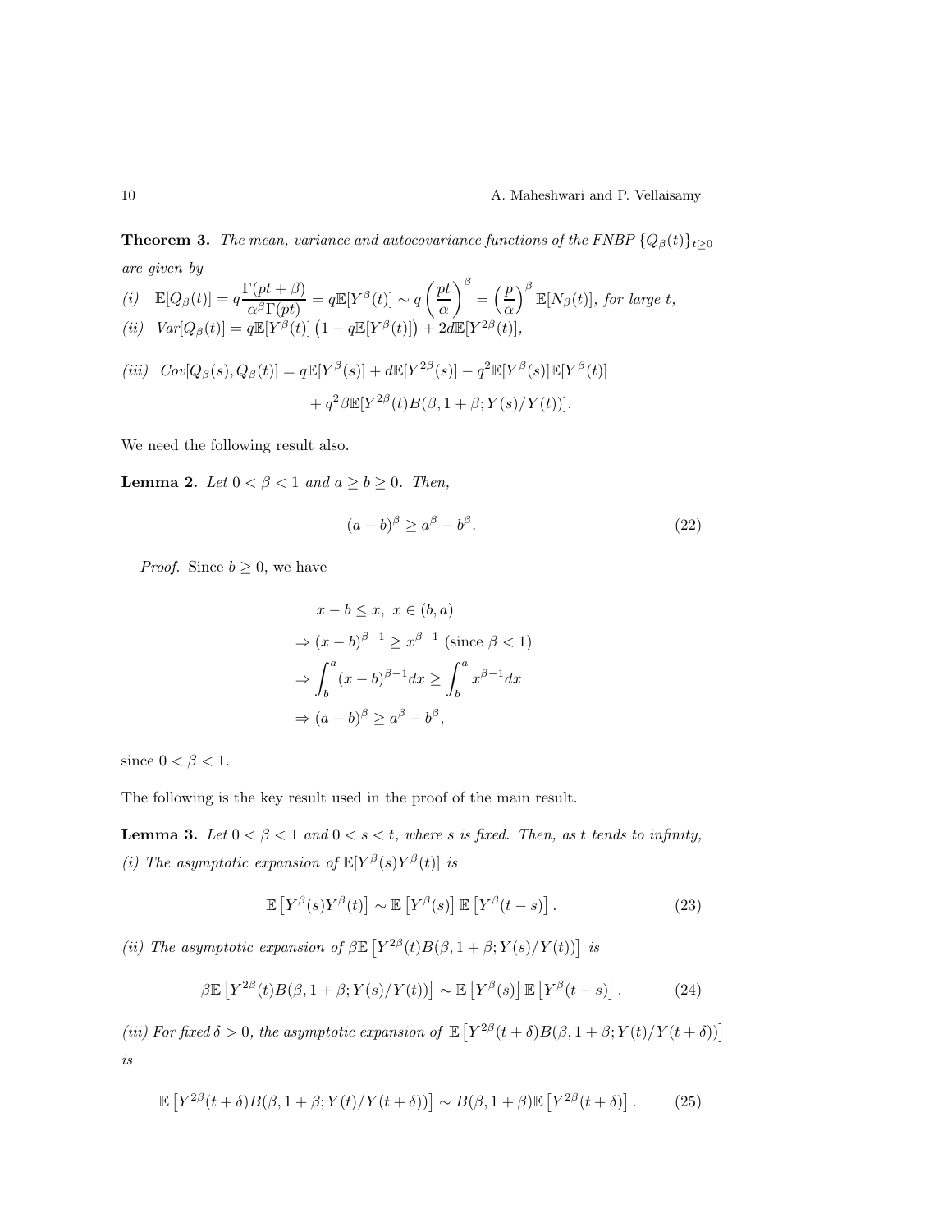**Theorem 3.** *The mean, variance and autocovariance functions of the FNBP $\{Q_\beta(t)\}_{t\geq 0}$ are given by*

*(i)* $\mathbb{E}[Q_\beta(t)] = q\dfrac{\Gamma(pt+\beta)}{\alpha^\beta \Gamma(pt)} = q\mathbb{E}[Y^\beta(t)] \sim q\left(\dfrac{pt}{\alpha}\right)^\beta = \left(\dfrac{p}{\alpha}\right)^\beta \mathbb{E}[N_\beta(t)]$, *for large $t$,*

*(ii)* $Var[Q_\beta(t)] = q\mathbb{E}[Y^\beta(t)]\left(1 - q\mathbb{E}[Y^\beta(t)]\right) + 2d\mathbb{E}[Y^{2\beta}(t)]$,

*(iii)*
$$Cov[Q_\beta(s), Q_\beta(t)] = q\mathbb{E}[Y^\beta(s)] + d\mathbb{E}[Y^{2\beta}(s)] - q^2\mathbb{E}[Y^\beta(s)]\mathbb{E}[Y^\beta(t)] + q^2\beta\mathbb{E}[Y^{2\beta}(t)B(\beta, 1+\beta; Y(s)/Y(t))].$$

We need the following result also.

**Lemma 2.** *Let $0 < \beta < 1$ and $a \geq b \geq 0$. Then,*

$$(a-b)^\beta \geq a^\beta - b^\beta. \tag{22}$$

*Proof.* Since $b \geq 0$, we have

$$\begin{aligned}
& x - b \leq x, \ x \in (b, a) \\
& \Rightarrow (x-b)^{\beta-1} \geq x^{\beta-1} \text{ (since } \beta < 1) \\
& \Rightarrow \int_b^a (x-b)^{\beta-1} dx \geq \int_b^a x^{\beta-1} dx \\
& \Rightarrow (a-b)^\beta \geq a^\beta - b^\beta,
\end{aligned}$$

since $0 < \beta < 1$.

The following is the key result used in the proof of the main result.

**Lemma 3.** *Let $0 < \beta < 1$ and $0 < s < t$, where $s$ is fixed. Then, as $t$ tends to infinity,*

*(i) The asymptotic expansion of $\mathbb{E}[Y^\beta(s)Y^\beta(t)]$ is*

$$\mathbb{E}\left[Y^\beta(s)Y^\beta(t)\right] \sim \mathbb{E}\left[Y^\beta(s)\right]\mathbb{E}\left[Y^\beta(t-s)\right]. \tag{23}$$

*(ii) The asymptotic expansion of $\beta\mathbb{E}\left[Y^{2\beta}(t)B(\beta, 1+\beta; Y(s)/Y(t))\right]$ is*

$$\beta\mathbb{E}\left[Y^{2\beta}(t)B(\beta, 1+\beta; Y(s)/Y(t))\right] \sim \mathbb{E}\left[Y^\beta(s)\right]\mathbb{E}\left[Y^\beta(t-s)\right]. \tag{24}$$

*(iii) For fixed $\delta > 0$, the asymptotic expansion of $\mathbb{E}\left[Y^{2\beta}(t+\delta)B(\beta, 1+\beta; Y(t)/Y(t+\delta))\right]$ is*

$$\mathbb{E}\left[Y^{2\beta}(t+\delta)B(\beta, 1+\beta; Y(t)/Y(t+\delta))\right] \sim B(\beta, 1+\beta)\mathbb{E}\left[Y^{2\beta}(t+\delta)\right]. \tag{25}$$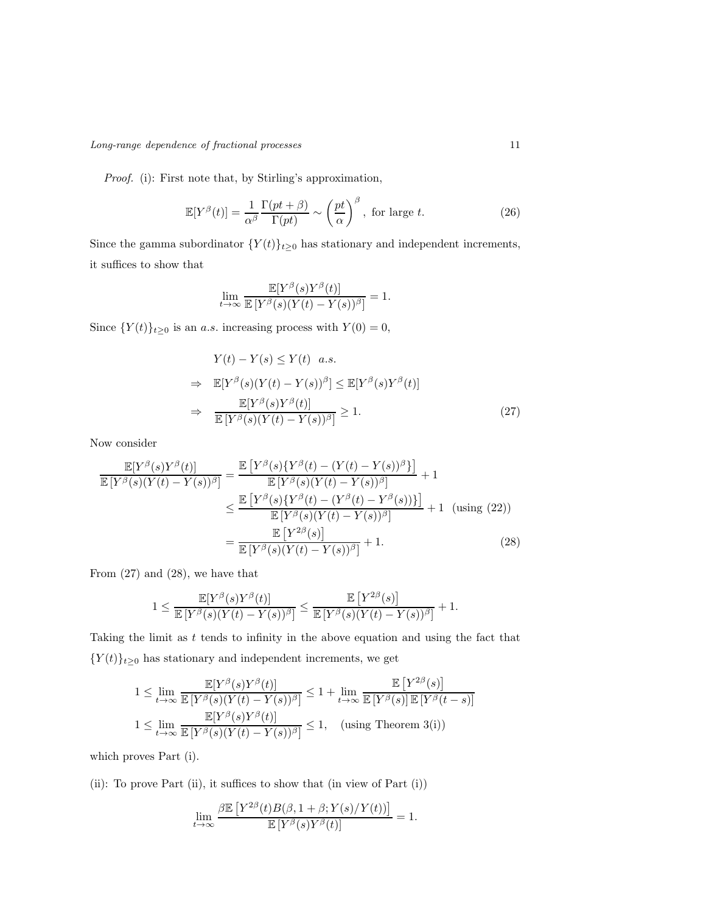*Proof.* (i): First note that, by Stirling's approximation,

$$\mathbb{E}[Y^{\beta}(t)] = \frac{1}{\alpha^{\beta}} \frac{\Gamma(pt+\beta)}{\Gamma(pt)} \sim \left(\frac{pt}{\alpha}\right)^{\beta}, \text{ for large } t. \tag{26}$$

Since the gamma subordinator $\{Y(t)\}_{t\geq 0}$ has stationary and independent increments, it suffices to show that

$$\lim_{t\to\infty} \frac{\mathbb{E}[Y^{\beta}(s)Y^{\beta}(t)]}{\mathbb{E}\left[Y^{\beta}(s)(Y(t)-Y(s))^{\beta}\right]} = 1.$$

Since $\{Y(t)\}_{t\geq 0}$ is an *a.s.* increasing process with $Y(0)=0$,

$$\begin{aligned}
& Y(t) - Y(s) \leq Y(t) \;\; a.s. \\
\Rightarrow \quad & \mathbb{E}[Y^{\beta}(s)(Y(t)-Y(s))^{\beta}] \leq \mathbb{E}[Y^{\beta}(s)Y^{\beta}(t)] \\
\Rightarrow \quad & \frac{\mathbb{E}[Y^{\beta}(s)Y^{\beta}(t)]}{\mathbb{E}\left[Y^{\beta}(s)(Y(t)-Y(s))^{\beta}\right]} \geq 1.
\end{aligned} \tag{27}$$

Now consider

$$\begin{aligned}
\frac{\mathbb{E}[Y^{\beta}(s)Y^{\beta}(t)]}{\mathbb{E}\left[Y^{\beta}(s)(Y(t)-Y(s))^{\beta}\right]} &= \frac{\mathbb{E}\left[Y^{\beta}(s)\{Y^{\beta}(t)-(Y(t)-Y(s))^{\beta}\}\right]}{\mathbb{E}\left[Y^{\beta}(s)(Y(t)-Y(s))^{\beta}\right]} + 1 \\
&\leq \frac{\mathbb{E}\left[Y^{\beta}(s)\{Y^{\beta}(t)-(Y^{\beta}(t)-Y^{\beta}(s))\}\right]}{\mathbb{E}\left[Y^{\beta}(s)(Y(t)-Y(s))^{\beta}\right]} + 1 \quad (\text{using } (22)) \\
&= \frac{\mathbb{E}\left[Y^{2\beta}(s)\right]}{\mathbb{E}\left[Y^{\beta}(s)(Y(t)-Y(s))^{\beta}\right]} + 1.
\end{aligned} \tag{28}$$

From (27) and (28), we have that

$$1 \leq \frac{\mathbb{E}[Y^{\beta}(s)Y^{\beta}(t)]}{\mathbb{E}\left[Y^{\beta}(s)(Y(t)-Y(s))^{\beta}\right]} \leq \frac{\mathbb{E}\left[Y^{2\beta}(s)\right]}{\mathbb{E}\left[Y^{\beta}(s)(Y(t)-Y(s))^{\beta}\right]} + 1.$$

Taking the limit as $t$ tends to infinity in the above equation and using the fact that $\{Y(t)\}_{t\geq 0}$ has stationary and independent increments, we get

$$\begin{aligned}
1 &\leq \lim_{t\to\infty} \frac{\mathbb{E}[Y^{\beta}(s)Y^{\beta}(t)]}{\mathbb{E}\left[Y^{\beta}(s)(Y(t)-Y(s))^{\beta}\right]} \leq 1 + \lim_{t\to\infty} \frac{\mathbb{E}\left[Y^{2\beta}(s)\right]}{\mathbb{E}\left[Y^{\beta}(s)\right]\mathbb{E}\left[Y^{\beta}(t-s)\right]} \\
1 &\leq \lim_{t\to\infty} \frac{\mathbb{E}[Y^{\beta}(s)Y^{\beta}(t)]}{\mathbb{E}\left[Y^{\beta}(s)(Y(t)-Y(s))^{\beta}\right]} \leq 1, \quad (\text{using Theorem 3(i)})
\end{aligned}$$

which proves Part (i).

(ii): To prove Part (ii), it suffices to show that (in view of Part (i))

$$\lim_{t\to\infty} \frac{\beta\mathbb{E}\left[Y^{2\beta}(t)B(\beta, 1+\beta; Y(s)/Y(t))\right]}{\mathbb{E}\left[Y^{\beta}(s)Y^{\beta}(t)\right]} = 1.$$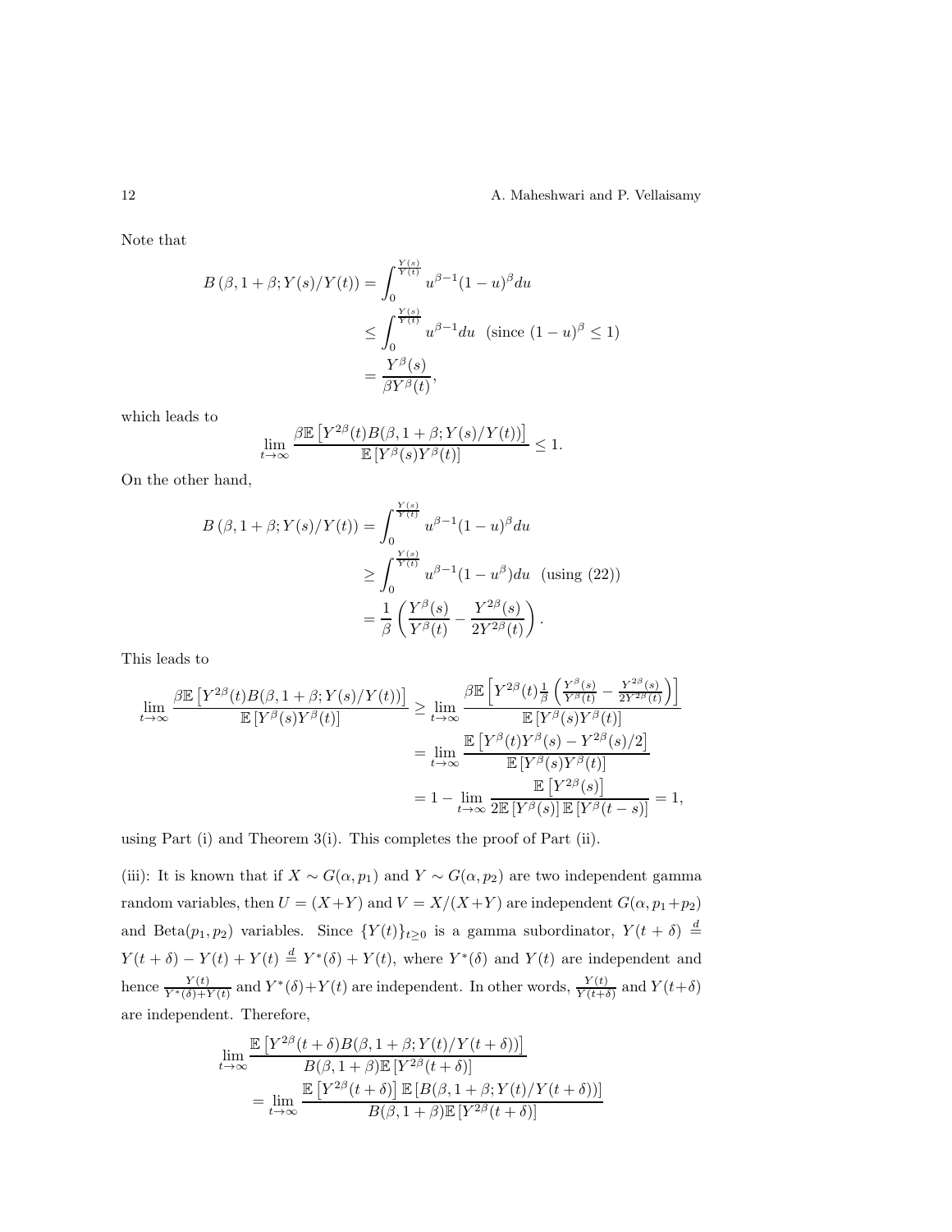Note that

$$
\begin{aligned}
B\left(\beta, 1+\beta ; Y(s)/Y(t)\right) &= \int_0^{\frac{Y(s)}{Y(t)}} u^{\beta-1}(1-u)^{\beta} du \\
&\leq \int_0^{\frac{Y(s)}{Y(t)}} u^{\beta-1} du \quad (\text{since } (1-u)^{\beta} \leq 1) \\
&= \frac{Y^{\beta}(s)}{\beta Y^{\beta}(t)},
\end{aligned}
$$

which leads to

$$
\lim_{t\to\infty} \frac{\beta \mathbb{E}\left[Y^{2\beta}(t) B(\beta, 1+\beta; Y(s)/Y(t))\right]}{\mathbb{E}\left[Y^{\beta}(s) Y^{\beta}(t)\right]} \leq 1.
$$

On the other hand,

$$
\begin{aligned}
B\left(\beta, 1+\beta ; Y(s)/Y(t)\right) &= \int_0^{\frac{Y(s)}{Y(t)}} u^{\beta-1}(1-u)^{\beta} du \\
&\geq \int_0^{\frac{Y(s)}{Y(t)}} u^{\beta-1}(1-u^{\beta}) du \quad (\text{using } (22)) \\
&= \frac{1}{\beta}\left(\frac{Y^{\beta}(s)}{Y^{\beta}(t)} - \frac{Y^{2\beta}(s)}{2Y^{2\beta}(t)}\right).
\end{aligned}
$$

This leads to

$$
\begin{aligned}
\lim_{t\to\infty} \frac{\beta \mathbb{E}\left[Y^{2\beta}(t) B(\beta, 1+\beta; Y(s)/Y(t))\right]}{\mathbb{E}\left[Y^{\beta}(s) Y^{\beta}(t)\right]} &\geq \lim_{t\to\infty} \frac{\beta \mathbb{E}\left[Y^{2\beta}(t) \frac{1}{\beta}\left(\frac{Y^{\beta}(s)}{Y^{\beta}(t)} - \frac{Y^{2\beta}(s)}{2Y^{2\beta}(t)}\right)\right]}{\mathbb{E}\left[Y^{\beta}(s) Y^{\beta}(t)\right]} \\
&= \lim_{t\to\infty} \frac{\mathbb{E}\left[Y^{\beta}(t) Y^{\beta}(s) - Y^{2\beta}(s)/2\right]}{\mathbb{E}\left[Y^{\beta}(s) Y^{\beta}(t)\right]} \\
&= 1 - \lim_{t\to\infty} \frac{\mathbb{E}\left[Y^{2\beta}(s)\right]}{2\mathbb{E}\left[Y^{\beta}(s)\right]\mathbb{E}\left[Y^{\beta}(t-s)\right]} = 1,
\end{aligned}
$$

using Part (i) and Theorem 3(i). This completes the proof of Part (ii).

(iii): It is known that if $X \sim G(\alpha, p_1)$ and $Y \sim G(\alpha, p_2)$ are two independent gamma random variables, then $U = (X+Y)$ and $V = X/(X+Y)$ are independent $G(\alpha, p_1+p_2)$ and Beta$(p_1, p_2)$ variables. Since $\{Y(t)\}_{t\geq 0}$ is a gamma subordinator, $Y(t+\delta) \stackrel{d}{=} Y(t+\delta) - Y(t) + Y(t) \stackrel{d}{=} Y^*(\delta) + Y(t)$, where $Y^*(\delta)$ and $Y(t)$ are independent and hence $\frac{Y(t)}{Y^*(\delta)+Y(t)}$ and $Y^*(\delta)+Y(t)$ are independent. In other words, $\frac{Y(t)}{Y(t+\delta)}$ and $Y(t+\delta)$ are independent. Therefore,

$$
\begin{aligned}
&\lim_{t\to\infty} \frac{\mathbb{E}\left[Y^{2\beta}(t+\delta) B(\beta, 1+\beta; Y(t)/Y(t+\delta))\right]}{B(\beta, 1+\beta)\mathbb{E}\left[Y^{2\beta}(t+\delta)\right]} \\
&\quad = \lim_{t\to\infty} \frac{\mathbb{E}\left[Y^{2\beta}(t+\delta)\right] \mathbb{E}\left[B(\beta, 1+\beta; Y(t)/Y(t+\delta))\right]}{B(\beta, 1+\beta)\mathbb{E}\left[Y^{2\beta}(t+\delta)\right]}
\end{aligned}
$$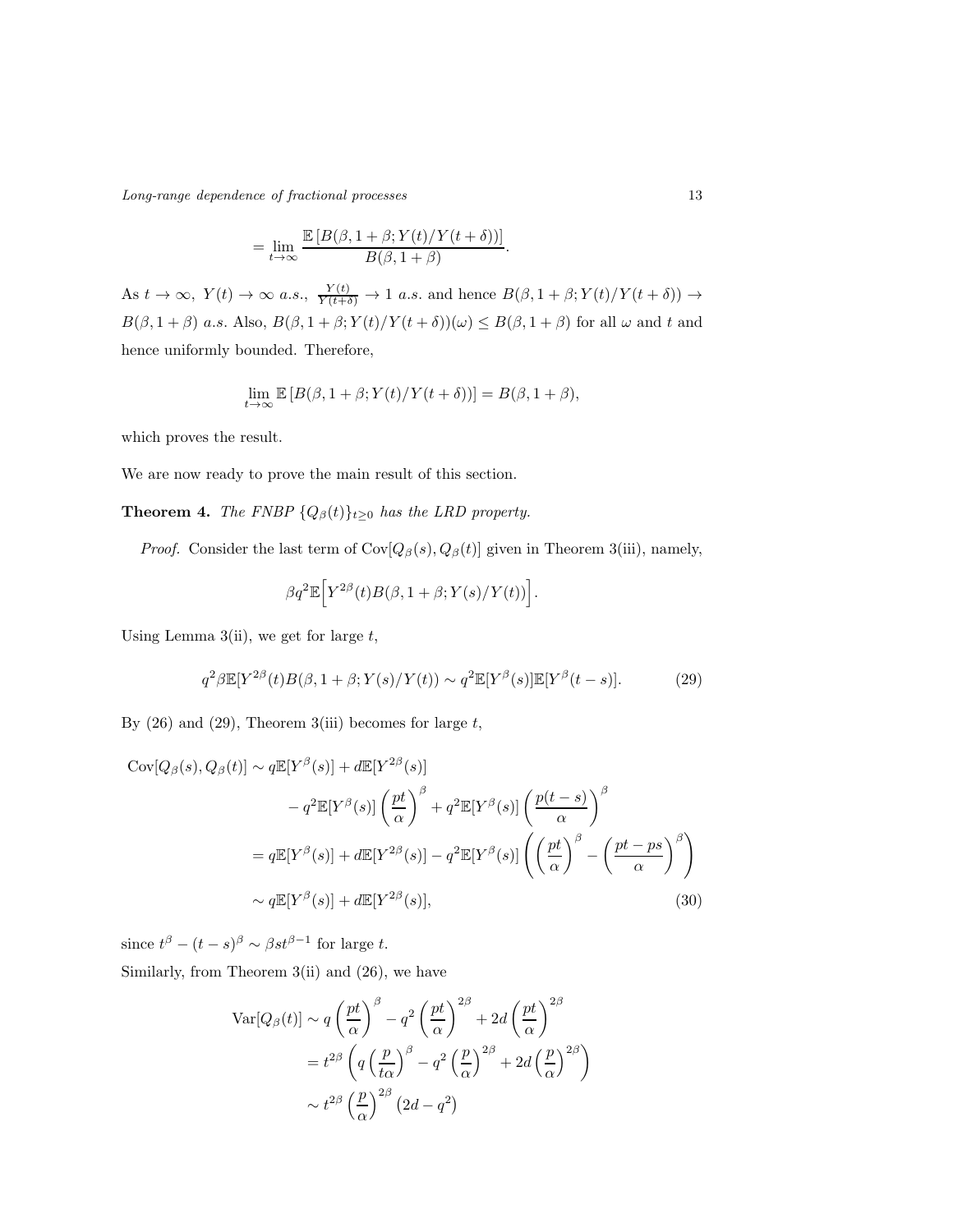$$= \lim_{t\to\infty} \frac{\mathbb{E}\left[B(\beta, 1+\beta; Y(t)/Y(t+\delta))\right]}{B(\beta, 1+\beta)}.$$

As $t \to \infty$, $Y(t) \to \infty$ *a.s.*, $\frac{Y(t)}{Y(t+\delta)} \to 1$ *a.s.* and hence $B(\beta, 1+\beta; Y(t)/Y(t+\delta)) \to B(\beta, 1+\beta)$ *a.s.* Also, $B(\beta, 1+\beta; Y(t)/Y(t+\delta))(\omega) \leq B(\beta, 1+\beta)$ for all $\omega$ and $t$ and hence uniformly bounded. Therefore,

$$\lim_{t\to\infty} \mathbb{E}\left[B(\beta, 1+\beta; Y(t)/Y(t+\delta))\right] = B(\beta, 1+\beta),$$

which proves the result.

We are now ready to prove the main result of this section.

**Theorem 4.** *The FNBP $\{Q_\beta(t)\}_{t\geq 0}$ has the LRD property.*

*Proof.* Consider the last term of $\mathrm{Cov}[Q_\beta(s), Q_\beta(t)]$ given in Theorem 3(iii), namely,

$$\beta q^2 \mathbb{E}\Big[Y^{2\beta}(t) B(\beta, 1+\beta; Y(s)/Y(t))\Big].$$

Using Lemma 3(ii), we get for large $t$,

$$q^2 \beta \mathbb{E}[Y^{2\beta}(t) B(\beta, 1+\beta; Y(s)/Y(t)) \sim q^2 \mathbb{E}[Y^\beta(s)] \mathbb{E}[Y^\beta(t-s)]. \tag{29}$$

By (26) and (29), Theorem 3(iii) becomes for large $t$,

$$\begin{aligned}
\mathrm{Cov}[Q_\beta(s), Q_\beta(t)] &\sim q\mathbb{E}[Y^\beta(s)] + d\mathbb{E}[Y^{2\beta}(s)] \\
&\quad - q^2 \mathbb{E}[Y^\beta(s)] \left(\frac{pt}{\alpha}\right)^\beta + q^2 \mathbb{E}[Y^\beta(s)] \left(\frac{p(t-s)}{\alpha}\right)^\beta \\
&= q\mathbb{E}[Y^\beta(s)] + d\mathbb{E}[Y^{2\beta}(s)] - q^2 \mathbb{E}[Y^\beta(s)] \left(\left(\frac{pt}{\alpha}\right)^\beta - \left(\frac{pt - ps}{\alpha}\right)^\beta\right) \\
&\sim q\mathbb{E}[Y^\beta(s)] + d\mathbb{E}[Y^{2\beta}(s)], \qquad (30)
\end{aligned}$$

since $t^\beta - (t-s)^\beta \sim \beta s t^{\beta - 1}$ for large $t$.

Similarly, from Theorem 3(ii) and (26), we have

$$\begin{aligned}
\mathrm{Var}[Q_\beta(t)] &\sim q\left(\frac{pt}{\alpha}\right)^\beta - q^2 \left(\frac{pt}{\alpha}\right)^{2\beta} + 2d\left(\frac{pt}{\alpha}\right)^{2\beta} \\
&= t^{2\beta}\left(q\left(\frac{p}{t\alpha}\right)^\beta - q^2\left(\frac{p}{\alpha}\right)^{2\beta} + 2d\left(\frac{p}{\alpha}\right)^{2\beta}\right) \\
&\sim t^{2\beta}\left(\frac{p}{\alpha}\right)^{2\beta}\left(2d - q^2\right)
\end{aligned}$$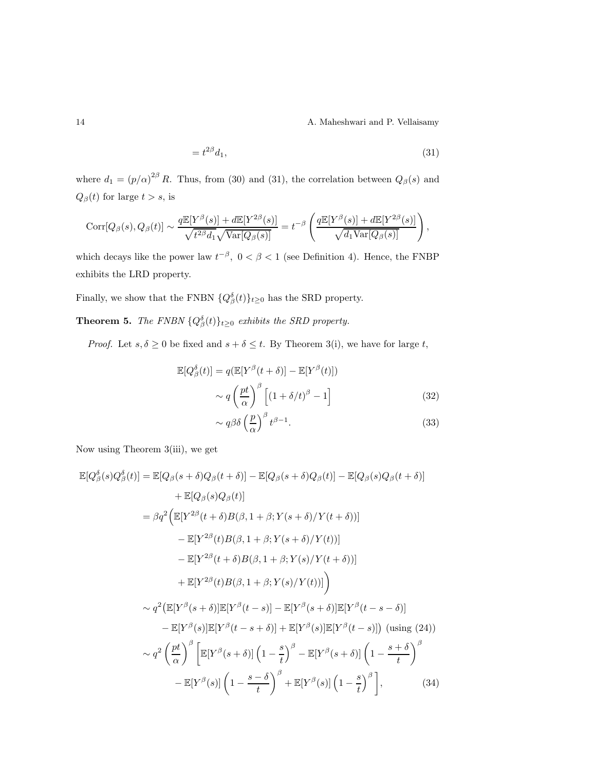$$= t^{2\beta} d_1, \tag{31}$$

where $d_1 = (p/\alpha)^{2\beta} R$. Thus, from (30) and (31), the correlation between $Q_\beta(s)$ and $Q_\beta(t)$ for large $t > s$, is

$$\mathrm{Corr}[Q_\beta(s), Q_\beta(t)] \sim \frac{q\mathbb{E}[Y^\beta(s)] + d\mathbb{E}[Y^{2\beta}(s)]}{\sqrt{t^{2\beta}d_1}\sqrt{\mathrm{Var}[Q_\beta(s)]}} = t^{-\beta}\left(\frac{q\mathbb{E}[Y^\beta(s)] + d\mathbb{E}[Y^{2\beta}(s)]}{\sqrt{d_1 \mathrm{Var}[Q_\beta(s)]}}\right),$$

which decays like the power law $t^{-\beta},\ 0 < \beta < 1$ (see Definition 4). Hence, the FNBP exhibits the LRD property.

Finally, we show that the FNBN $\{Q_\beta^\delta(t)\}_{t\geq 0}$ has the SRD property.

**Theorem 5.** *The FNBN $\{Q_\beta^\delta(t)\}_{t\geq 0}$ exhibits the SRD property.*

*Proof.* Let $s, \delta \geq 0$ be fixed and $s + \delta \leq t$. By Theorem 3(i), we have for large $t$,

$$\begin{aligned}
\mathbb{E}[Q_\beta^\delta(t)] &= q(\mathbb{E}[Y^\beta(t+\delta)] - \mathbb{E}[Y^\beta(t)]) \\
&\sim q\left(\frac{pt}{\alpha}\right)^\beta \left[(1+\delta/t)^\beta - 1\right] \qquad (32)\\
&\sim q\beta\delta\left(\frac{p}{\alpha}\right)^\beta t^{\beta-1}. \qquad (33)
\end{aligned}$$

Now using Theorem 3(iii), we get

$$\begin{aligned}
\mathbb{E}[Q_\beta^\delta(s)Q_\beta^\delta(t)] &= \mathbb{E}[Q_\beta(s+\delta)Q_\beta(t+\delta)] - \mathbb{E}[Q_\beta(s+\delta)Q_\beta(t)] - \mathbb{E}[Q_\beta(s)Q_\beta(t+\delta)] \\
&\quad + \mathbb{E}[Q_\beta(s)Q_\beta(t)] \\
&= \beta q^2\Big(\mathbb{E}[Y^{2\beta}(t+\delta)B(\beta, 1+\beta; Y(s+\delta)/Y(t+\delta))] \\
&\quad - \mathbb{E}[Y^{2\beta}(t)B(\beta, 1+\beta; Y(s+\delta)/Y(t))] \\
&\quad - \mathbb{E}[Y^{2\beta}(t+\delta)B(\beta, 1+\beta; Y(s)/Y(t+\delta))] \\
&\quad + \mathbb{E}[Y^{2\beta}(t)B(\beta, 1+\beta; Y(s)/Y(t))]\Big) \\
&\sim q^2\big(\mathbb{E}[Y^\beta(s+\delta)]\mathbb{E}[Y^\beta(t-s)] - \mathbb{E}[Y^\beta(s+\delta)]\mathbb{E}[Y^\beta(t-s-\delta)] \\
&\quad - \mathbb{E}[Y^\beta(s)]\mathbb{E}[Y^\beta(t-s+\delta)] + \mathbb{E}[Y^\beta(s)]\mathbb{E}[Y^\beta(t-s)]\big) \text{ (using (24))} \\
&\sim q^2\left(\frac{pt}{\alpha}\right)^\beta \left[\mathbb{E}[Y^\beta(s+\delta)]\left(1-\frac{s}{t}\right)^\beta - \mathbb{E}[Y^\beta(s+\delta)]\left(1-\frac{s+\delta}{t}\right)^\beta\right. \\
&\quad \left. - \mathbb{E}[Y^\beta(s)]\left(1-\frac{s-\delta}{t}\right)^\beta + \mathbb{E}[Y^\beta(s)]\left(1-\frac{s}{t}\right)^\beta\right], \qquad (34)
\end{aligned}$$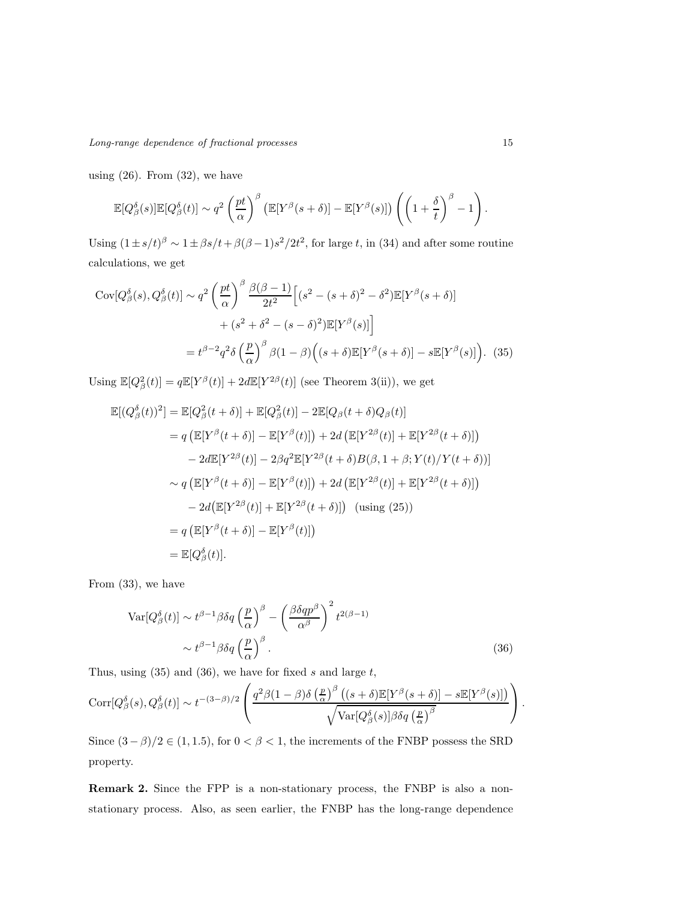using (26). From (32), we have

$$\mathbb{E}[Q_\beta^\delta(s)]\mathbb{E}[Q_\beta^\delta(t)] \sim q^2 \left(\frac{pt}{\alpha}\right)^\beta \left(\mathbb{E}[Y^\beta(s+\delta)] - \mathbb{E}[Y^\beta(s)]\right) \left(\left(1+\frac{\delta}{t}\right)^\beta - 1\right).$$

Using $(1 \pm s/t)^\beta \sim 1 \pm \beta s/t + \beta(\beta-1)s^2/2t^2$, for large $t$, in (34) and after some routine calculations, we get

$$\begin{aligned}
\mathrm{Cov}[Q_\beta^\delta(s), Q_\beta^\delta(t)] &\sim q^2 \left(\frac{pt}{\alpha}\right)^\beta \frac{\beta(\beta-1)}{2t^2}\Big[(s^2 - (s+\delta)^2 - \delta^2)\mathbb{E}[Y^\beta(s+\delta)] \\
&\qquad + (s^2 + \delta^2 - (s-\delta)^2)\mathbb{E}[Y^\beta(s)]\Big] \\
&= t^{\beta-2} q^2 \delta \left(\frac{p}{\alpha}\right)^\beta \beta(1-\beta)\Big((s+\delta)\mathbb{E}[Y^\beta(s+\delta)] - s\mathbb{E}[Y^\beta(s)]\Big). \quad (35)
\end{aligned}$$

Using $\mathbb{E}[Q_\beta^2(t)] = q\mathbb{E}[Y^\beta(t)] + 2d\mathbb{E}[Y^{2\beta}(t)]$ (see Theorem 3(ii)), we get

$$\begin{aligned}
\mathbb{E}[(Q_\beta^\delta(t))^2] &= \mathbb{E}[Q_\beta^2(t+\delta)] + \mathbb{E}[Q_\beta^2(t)] - 2\mathbb{E}[Q_\beta(t+\delta)Q_\beta(t)] \\
&= q\left(\mathbb{E}[Y^\beta(t+\delta)] - \mathbb{E}[Y^\beta(t)]\right) + 2d\left(\mathbb{E}[Y^{2\beta}(t)] + \mathbb{E}[Y^{2\beta}(t+\delta)]\right) \\
&\quad - 2d\mathbb{E}[Y^{2\beta}(t)] - 2\beta q^2 \mathbb{E}[Y^{2\beta}(t+\delta)B(\beta, 1+\beta; Y(t)/Y(t+\delta))] \\
&\sim q\left(\mathbb{E}[Y^\beta(t+\delta)] - \mathbb{E}[Y^\beta(t)]\right) + 2d\left(\mathbb{E}[Y^{2\beta}(t)] + \mathbb{E}[Y^{2\beta}(t+\delta)]\right) \\
&\quad - 2d\big(\mathbb{E}[Y^{2\beta}(t)] + \mathbb{E}[Y^{2\beta}(t+\delta)]\big) \quad \text{(using (25))} \\
&= q\left(\mathbb{E}[Y^\beta(t+\delta)] - \mathbb{E}[Y^\beta(t)]\right) \\
&= \mathbb{E}[Q_\beta^\delta(t)].
\end{aligned}$$

From (33), we have

$$\begin{aligned}
\mathrm{Var}[Q_\beta^\delta(t)] &\sim t^{\beta-1}\beta\delta q \left(\frac{p}{\alpha}\right)^\beta - \left(\frac{\beta\delta q p^\beta}{\alpha^\beta}\right)^2 t^{2(\beta-1)} \\
&\sim t^{\beta-1}\beta\delta q \left(\frac{p}{\alpha}\right)^\beta. \quad (36)
\end{aligned}$$

Thus, using (35) and (36), we have for fixed $s$ and large $t$,

$$\mathrm{Corr}[Q_\beta^\delta(s), Q_\beta^\delta(t)] \sim t^{-(3-\beta)/2} \left(\frac{q^2\beta(1-\beta)\delta\left(\frac{p}{\alpha}\right)^\beta \left((s+\delta)\mathbb{E}[Y^\beta(s+\delta)] - s\mathbb{E}[Y^\beta(s)]\right)}{\sqrt{\mathrm{Var}[Q_\beta^\delta(s)]\beta\delta q\left(\frac{p}{\alpha}\right)^\beta}}\right).$$

Since $(3-\beta)/2 \in (1, 1.5)$, for $0 < \beta < 1$, the increments of the FNBP possess the SRD property.

**Remark 2.** Since the FPP is a non-stationary process, the FNBP is also a non-stationary process. Also, as seen earlier, the FNBP has the long-range dependence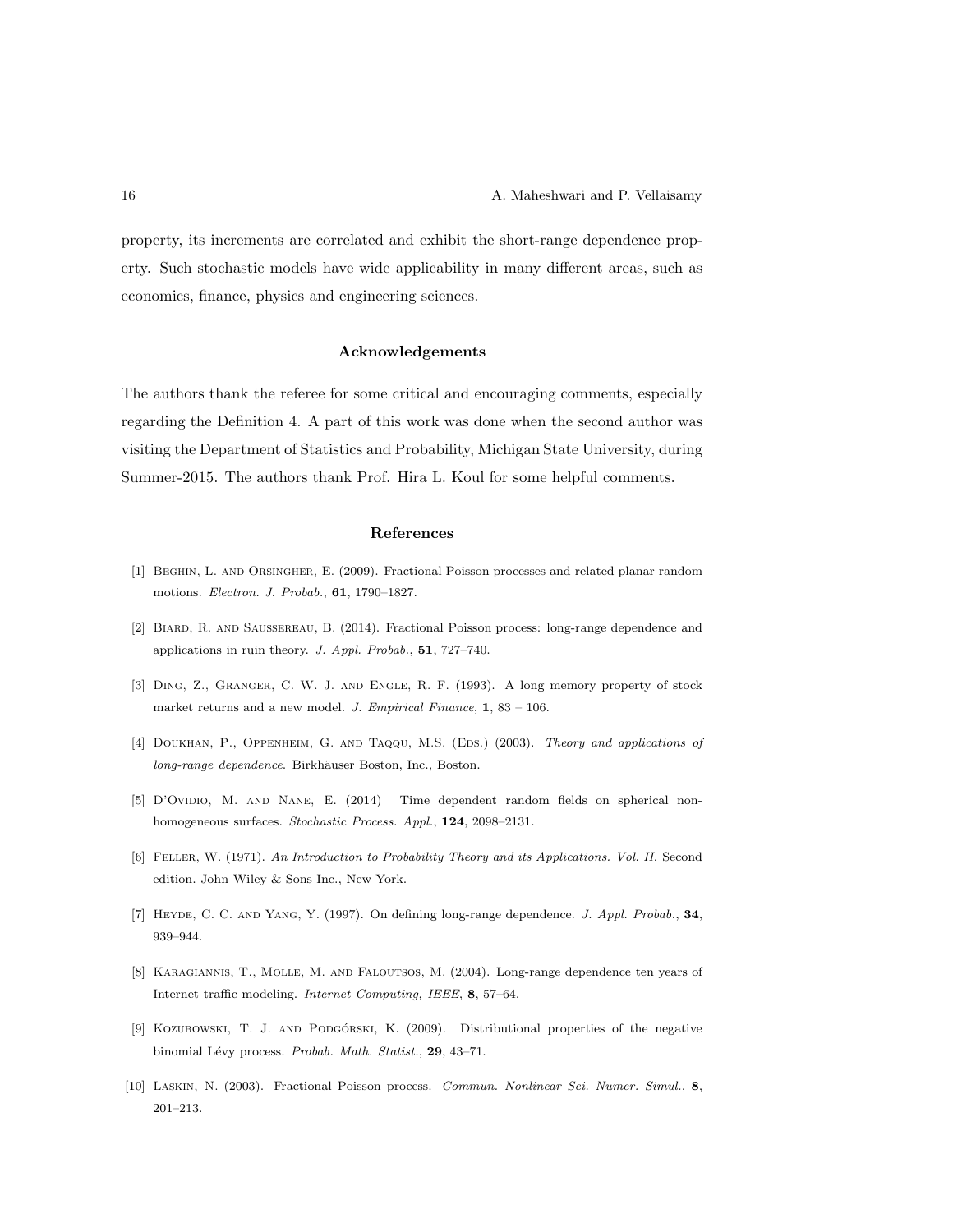property, its increments are correlated and exhibit the short-range dependence property. Such stochastic models have wide applicability in many different areas, such as economics, finance, physics and engineering sciences.

## Acknowledgements

The authors thank the referee for some critical and encouraging comments, especially regarding the Definition 4. A part of this work was done when the second author was visiting the Department of Statistics and Probability, Michigan State University, during Summer-2015. The authors thank Prof. Hira L. Koul for some helpful comments.

## References

[1] Beghin, L. and Orsingher, E. (2009). Fractional Poisson processes and related planar random motions. *Electron. J. Probab.*, **61**, 1790–1827.

[2] Biard, R. and Saussereau, B. (2014). Fractional Poisson process: long-range dependence and applications in ruin theory. *J. Appl. Probab.*, **51**, 727–740.

[3] Ding, Z., Granger, C. W. J. and Engle, R. F. (1993). A long memory property of stock market returns and a new model. *J. Empirical Finance*, **1**, 83 – 106.

[4] Doukhan, P., Oppenheim, G. and Taqqu, M.S. (Eds.) (2003). *Theory and applications of long-range dependence.* Birkhäuser Boston, Inc., Boston.

[5] D'Ovidio, M. and Nane, E. (2014) Time dependent random fields on spherical non-homogeneous surfaces. *Stochastic Process. Appl.*, **124**, 2098–2131.

[6] Feller, W. (1971). *An Introduction to Probability Theory and its Applications. Vol. II.* Second edition. John Wiley & Sons Inc., New York.

[7] Heyde, C. C. and Yang, Y. (1997). On defining long-range dependence. *J. Appl. Probab.*, **34**, 939–944.

[8] Karagiannis, T., Molle, M. and Faloutsos, M. (2004). Long-range dependence ten years of Internet traffic modeling. *Internet Computing, IEEE*, **8**, 57–64.

[9] Kozubowski, T. J. and Podgórski, K. (2009). Distributional properties of the negative binomial Lévy process. *Probab. Math. Statist.*, **29**, 43–71.

[10] Laskin, N. (2003). Fractional Poisson process. *Commun. Nonlinear Sci. Numer. Simul.*, **8**, 201–213.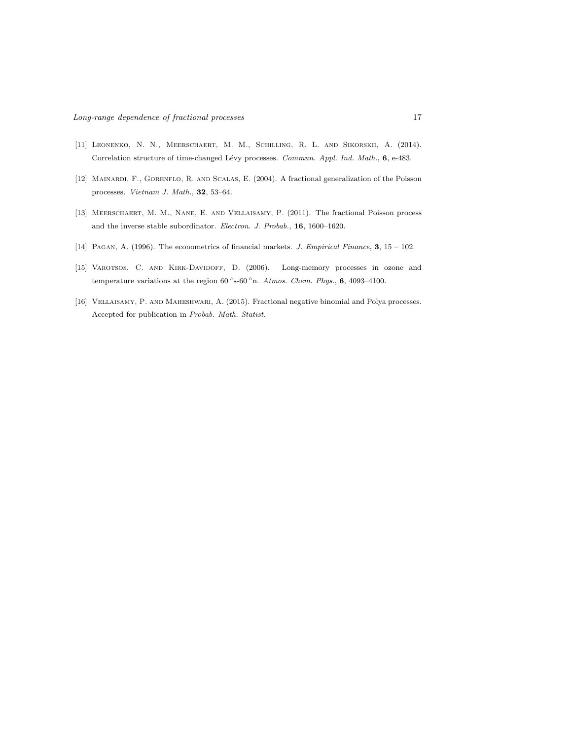[11] Leonenko, N. N., Meerschaert, M. M., Schilling, R. L. and Sikorskii, A. (2014). Correlation structure of time-changed Lévy processes. *Commun. Appl. Ind. Math.*, **6**, e-483.

[12] Mainardi, F., Gorenflo, R. and Scalas, E. (2004). A fractional generalization of the Poisson processes. *Vietnam J. Math.*, **32**, 53–64.

[13] Meerschaert, M. M., Nane, E. and Vellaisamy, P. (2011). The fractional Poisson process and the inverse stable subordinator. *Electron. J. Probab.*, **16**, 1600–1620.

[14] Pagan, A. (1996). The econometrics of financial markets. *J. Empirical Finance*, **3**, 15 – 102.

[15] Varotsos, C. and Kirk-Davidoff, D. (2006). Long-memory processes in ozone and temperature variations at the region $60^\circ$s-$60^\circ$n. *Atmos. Chem. Phys.*, **6**, 4093–4100.

[16] Vellaisamy, P. and Maheshwari, A. (2015). Fractional negative binomial and Polya processes. Accepted for publication in *Probab. Math. Statist.*